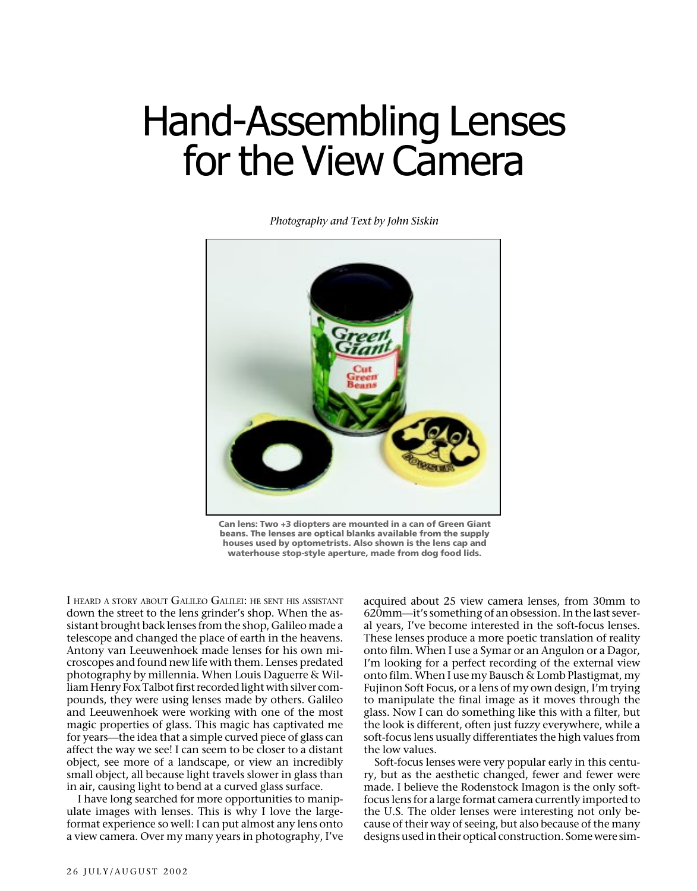# Hand-Assembling Lenses for the View Camera

*Photography and Text by John Siskin*

**Can lens: Two +3 diopters are mounted in a can of Green Giant beans. The lenses are optical blanks available from the supply houses used by optometrists. Also shown is the lens cap and waterhouse stop-style aperture, made from dog food lids.**

I HEARD A STORY ABOUT GALILEO GALILEI: HE SENT HIS ASSISTANT down the street to the lens grinder's shop. When the assistant brought back lenses from the shop, Galileo made a telescope and changed the place of earth in the heavens. Antony van Leeuwenhoek made lenses for his own microscopes and found new life with them. Lenses predated photography by millennia. When Louis Daguerre & William Henry Fox Talbot first recorded light with silver compounds, they were using lenses made by others. Galileo and Leeuwenhoek were working with one of the most magic properties of glass. This magic has captivated me for years—the idea that a simple curved piece of glass can affect the way we see! I can seem to be closer to a distant object, see more of a landscape, or view an incredibly small object, all because light travels slower in glass than in air, causing light to bend at a curved glass surface.

I have long searched for more opportunities to manipulate images with lenses. This is why I love the large-format experience so well: I can put almost any lens onto a view camera. Over my many years in photography, I've acquired about 25 view camera lenses, from 30mm to 620mm—it's something of an obsession. In the last several years, I've become interested in the soft-focus lenses. These lenses produce a more poetic translation of reality onto film. When I use a Symar or an Angulon or a Dagor, I'm looking for a perfect recording of the external view onto film. When I use my Bausch & Lomb Plastigmat, my Fujinon Soft Focus, or a lens of my own design, I'm trying to manipulate the final image as it moves through the glass. Now I can do something like this with a filter, but the look is different, often just fuzzy everywhere, while a soft-focus lens usually differentiates the high values from the low values.

Soft-focus lenses were very popular early in this century, but as the aesthetic changed, fewer and fewer were made. I believe the Rodenstock Imagon is the only soft-focus lens for a large format camera currently imported to the U.S. The older lenses were interesting not only because of their way of seeing, but also because of the many designs used in their optical construction. Some were sim-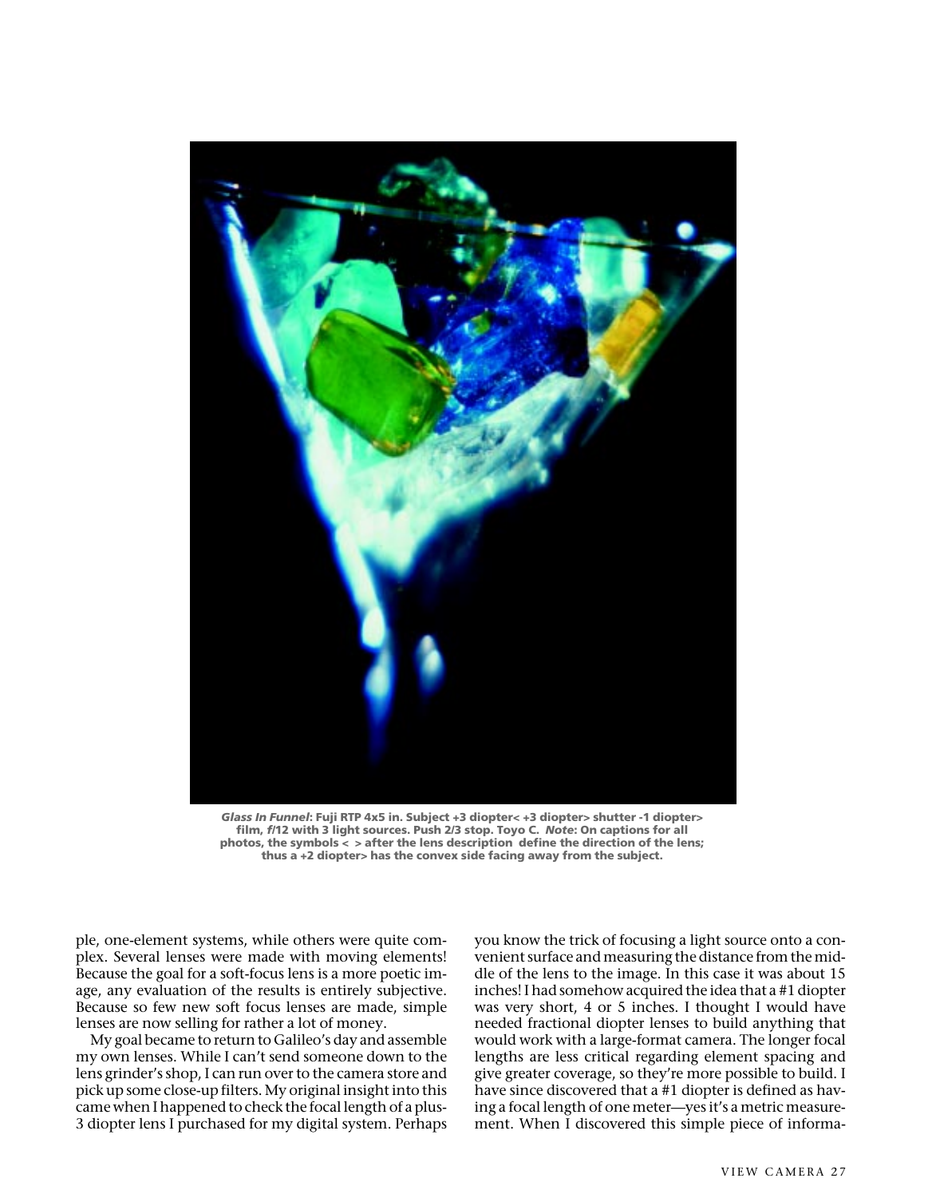***Glass In Funnel***: **Fuji RTP 4x5 in. Subject +3 diopter< +3 diopter> shutter -1 diopter> film, *f*/12 with 3 light sources. Push 2/3 stop. Toyo C. *Note*: On captions for all photos, the symbols < > after the lens description define the direction of the lens; thus a +2 diopter> has the convex side facing away from the subject.**

ple, one-element systems, while others were quite complex. Several lenses were made with moving elements! Because the goal for a soft-focus lens is a more poetic image, any evaluation of the results is entirely subjective. Because so few new soft focus lenses are made, simple lenses are now selling for rather a lot of money.

My goal became to return to Galileo's day and assemble my own lenses. While I can't send someone down to the lens grinder's shop, I can run over to the camera store and pick up some close-up filters. My original insight into this came when I happened to check the focal length of a plus-3 diopter lens I purchased for my digital system. Perhaps you know the trick of focusing a light source onto a convenient surface and measuring the distance from the middle of the lens to the image. In this case it was about 15 inches! I had somehow acquired the idea that a #1 diopter was very short, 4 or 5 inches. I thought I would have needed fractional diopter lenses to build anything that would work with a large-format camera. The longer focal lengths are less critical regarding element spacing and give greater coverage, so they're more possible to build. I have since discovered that a #1 diopter is defined as having a focal length of one meter—yes it's a metric measurement. When I discovered this simple piece of informa-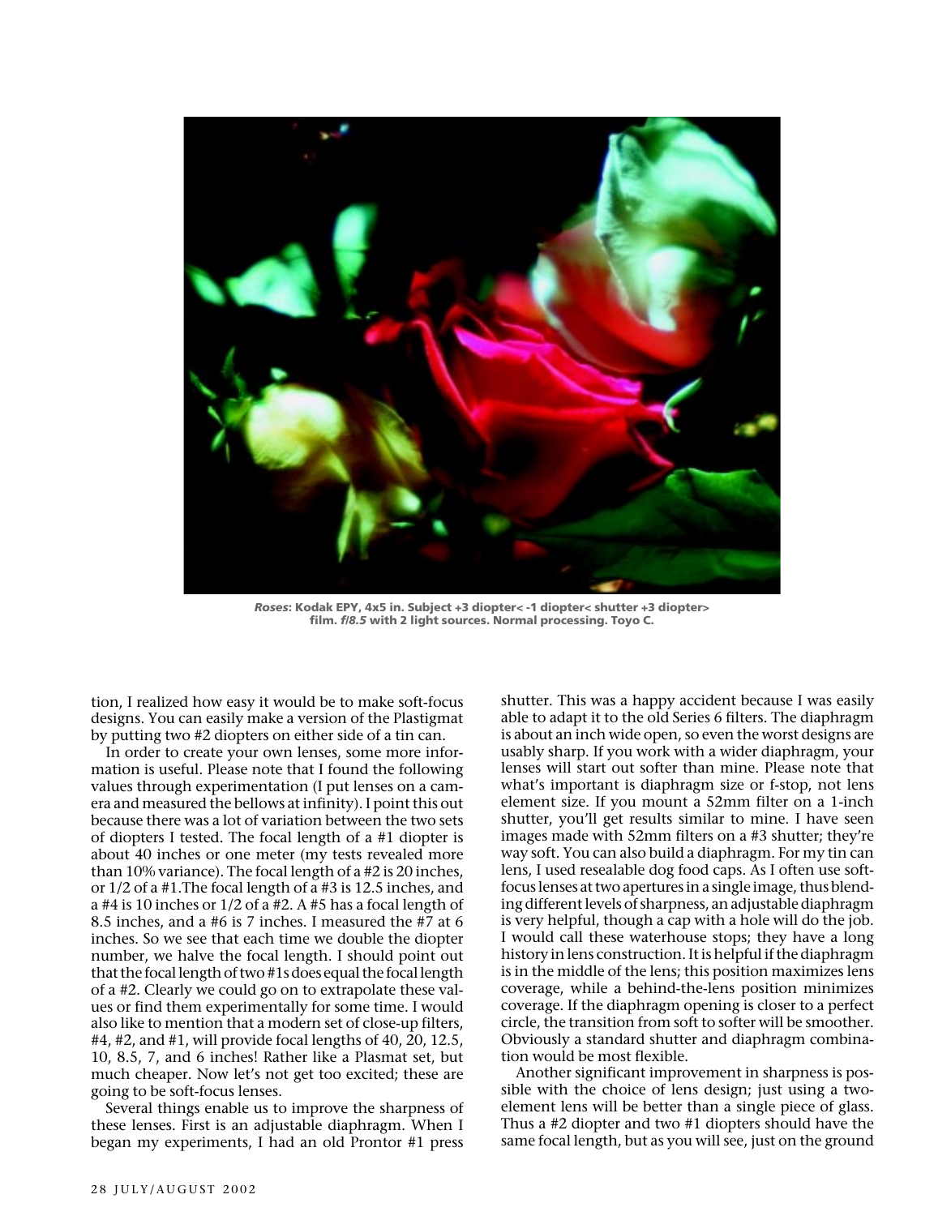*Roses*: **Kodak EPY, 4x5 in. Subject +3 diopter< -1 diopter< shutter +3 diopter> film. *f/8.5* with 2 light sources. Normal processing. Toyo C.**

tion, I realized how easy it would be to make soft-focus designs. You can easily make a version of the Plastigmat by putting two #2 diopters on either side of a tin can.

In order to create your own lenses, some more information is useful. Please note that I found the following values through experimentation (I put lenses on a camera and measured the bellows at infinity). I point this out because there was a lot of variation between the two sets of diopters I tested. The focal length of a #1 diopter is about 40 inches or one meter (my tests revealed more than 10% variance). The focal length of a #2 is 20 inches, or 1/2 of a #1.The focal length of a #3 is 12.5 inches, and a #4 is 10 inches or 1/2 of a #2. A #5 has a focal length of 8.5 inches, and a #6 is 7 inches. I measured the #7 at 6 inches. So we see that each time we double the diopter number, we halve the focal length. I should point out that the focal length of two #1s does equal the focal length of a #2. Clearly we could go on to extrapolate these values or find them experimentally for some time. I would also like to mention that a modern set of close-up filters, #4, #2, and #1, will provide focal lengths of 40, 20, 12.5, 10, 8.5, 7, and 6 inches! Rather like a Plasmat set, but much cheaper. Now let's not get too excited; these are going to be soft-focus lenses.

Several things enable us to improve the sharpness of these lenses. First is an adjustable diaphragm. When I began my experiments, I had an old Prontor #1 press shutter. This was a happy accident because I was easily able to adapt it to the old Series 6 filters. The diaphragm is about an inch wide open, so even the worst designs are usably sharp. If you work with a wider diaphragm, your lenses will start out softer than mine. Please note that what's important is diaphragm size or f-stop, not lens element size. If you mount a 52mm filter on a 1-inch shutter, you'll get results similar to mine. I have seen images made with 52mm filters on a #3 shutter; they're way soft. You can also build a diaphragm. For my tin can lens, I used resealable dog food caps. As I often use soft-focus lenses at two apertures in a single image, thus blending different levels of sharpness, an adjustable diaphragm is very helpful, though a cap with a hole will do the job. I would call these waterhouse stops; they have a long history in lens construction. It is helpful if the diaphragm is in the middle of the lens; this position maximizes lens coverage, while a behind-the-lens position minimizes coverage. If the diaphragm opening is closer to a perfect circle, the transition from soft to softer will be smoother. Obviously a standard shutter and diaphragm combination would be most flexible.

Another significant improvement in sharpness is possible with the choice of lens design; just using a two-element lens will be better than a single piece of glass. Thus a #2 diopter and two #1 diopters should have the same focal length, but as you will see, just on the ground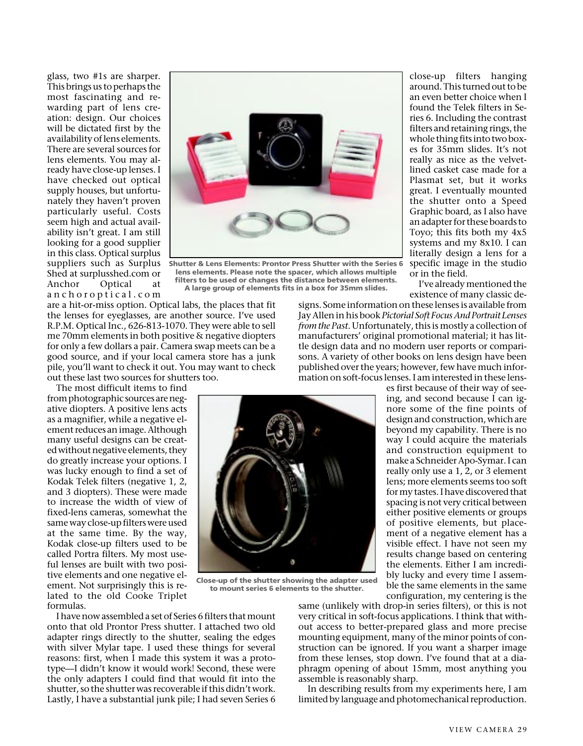glass, two #1s are sharper. This brings us to perhaps the most fascinating and rewarding part of lens creation: design. Our choices will be dictated first by the availability of lens elements. There are several sources for lens elements. You may already have close-up lenses. I have checked out optical supply houses, but unfortunately they haven't proven particularly useful. Costs seem high and actual availability isn't great. I am still looking for a good supplier in this class. Optical surplus suppliers such as Surplus Shed at surplusshed.com or Anchor Optical at anchoroptical.com are a hit-or-miss option. Optical labs, the places that fit the lenses for eyeglasses, are another source. I've used R.P.M. Optical Inc., 626-813-1070. They were able to sell me 70mm elements in both positive & negative diopters for only a few dollars a pair. Camera swap meets can be a good source, and if your local camera store has a junk pile, you'll want to check it out. You may want to check out these last two sources for shutters too.

Shutter & Lens Elements: Prontor Press Shutter with the Series 6 lens elements. Please note the spacer, which allows multiple filters to be used or changes the distance between elements. A large group of elements fits in a box for 35mm slides.

The most difficult items to find from photographic sources are negative diopters. A positive lens acts as a magnifier, while a negative element reduces an image. Although many useful designs can be created without negative elements, they do greatly increase your options. I was lucky enough to find a set of Kodak Telek filters (negative 1, 2, and 3 diopters). These were made to increase the width of view of fixed-lens cameras, somewhat the same way close-up filters were used at the same time. By the way, Kodak close-up filters used to be called Portra filters. My most useful lenses are built with two positive elements and one negative element. Not surprisingly this is related to the old Cooke Triplet formulas.

I have now assembled a set of Series 6 filters that mount onto that old Prontor Press shutter. I attached two old adapter rings directly to the shutter, sealing the edges with silver Mylar tape. I used these things for several reasons: first, when I made this system it was a prototype—I didn't know it would work! Second, these were the only adapters I could find that would fit into the shutter, so the shutter was recoverable if this didn't work. Lastly, I have a substantial junk pile; I had seven Series 6 close-up filters hanging around. This turned out to be an even better choice when I found the Telek filters in Series 6. Including the contrast filters and retaining rings, the whole thing fits into two boxes for 35mm slides. It's not really as nice as the velvet-lined casket case made for a Plasmat set, but it works great. I eventually mounted the shutter onto a Speed Graphic board, as I also have an adapter for these boards to Toyo; this fits both my 4x5 systems and my 8x10. I can literally design a lens for a specific image in the studio or in the field.

Close-up of the shutter showing the adapter used to mount series 6 elements to the shutter.

I've already mentioned the existence of many classic designs. Some information on these lenses is available from Jay Allen in his book *Pictorial Soft Focus And Portrait Lenses from the Past*. Unfortunately, this is mostly a collection of manufacturers' original promotional material; it has little design data and no modern user reports or comparisons. A variety of other books on lens design have been published over the years; however, few have much information on soft-focus lenses. I am interested in these lenses first because of their way of seeing, and second because I can ignore some of the fine points of design and construction, which are beyond my capability. There is no way I could acquire the materials and construction equipment to make a Schneider Apo-Symar. I can really only use a 1, 2, or 3 element lens; more elements seems too soft for my tastes. I have discovered that spacing is not very critical between either positive elements or groups of positive elements, but placement of a negative element has a visible effect. I have not seen my results change based on centering the elements. Either I am incredibly lucky and every time I assemble the same elements in the same configuration, my centering is the same (unlikely with drop-in series filters), or this is not very critical in soft-focus applications. I think that without access to better-prepared glass and more precise mounting equipment, many of the minor points of construction can be ignored. If you want a sharper image from these lenses, stop down. I've found that at a diaphragm opening of about 15mm, most anything you assemble is reasonably sharp.

In describing results from my experiments here, I am limited by language and photomechanical reproduction.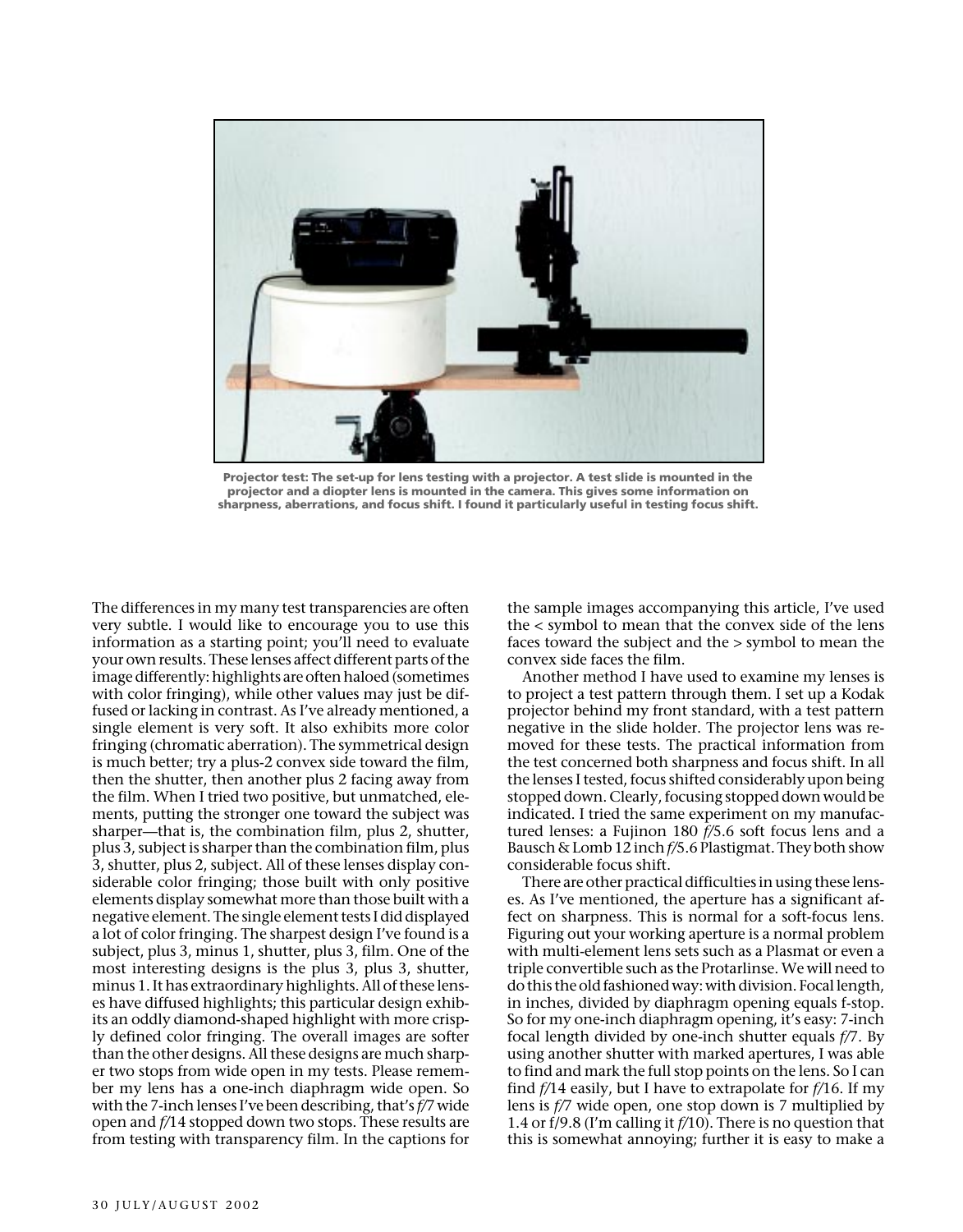**Projector test: The set-up for lens testing with a projector. A test slide is mounted in the projector and a diopter lens is mounted in the camera. This gives some information on sharpness, aberrations, and focus shift. I found it particularly useful in testing focus shift.**

The differences in my many test transparencies are often very subtle. I would like to encourage you to use this information as a starting point; you'll need to evaluate your own results. These lenses affect different parts of the image differently: highlights are often haloed (sometimes with color fringing), while other values may just be diffused or lacking in contrast. As I've already mentioned, a single element is very soft. It also exhibits more color fringing (chromatic aberration). The symmetrical design is much better; try a plus-2 convex side toward the film, then the shutter, then another plus 2 facing away from the film. When I tried two positive, but unmatched, elements, putting the stronger one toward the subject was sharper—that is, the combination film, plus 2, shutter, plus 3, subject is sharper than the combination film, plus 3, shutter, plus 2, subject. All of these lenses display considerable color fringing; those built with only positive elements display somewhat more than those built with a negative element. The single element tests I did displayed a lot of color fringing. The sharpest design I've found is a subject, plus 3, minus 1, shutter, plus 3, film. One of the most interesting designs is the plus 3, plus 3, shutter, minus 1. It has extraordinary highlights. All of these lenses have diffused highlights; this particular design exhibits an oddly diamond-shaped highlight with more crisply defined color fringing. The overall images are softer than the other designs. All these designs are much sharper two stops from wide open in my tests. Please remember my lens has a one-inch diaphragm wide open. So with the 7-inch lenses I've been describing, that's *f*/7 wide open and *f*/14 stopped down two stops. These results are from testing with transparency film. In the captions for the sample images accompanying this article, I've used the < symbol to mean that the convex side of the lens faces toward the subject and the > symbol to mean the convex side faces the film.

Another method I have used to examine my lenses is to project a test pattern through them. I set up a Kodak projector behind my front standard, with a test pattern negative in the slide holder. The projector lens was removed for these tests. The practical information from the test concerned both sharpness and focus shift. In all the lenses I tested, focus shifted considerably upon being stopped down. Clearly, focusing stopped down would be indicated. I tried the same experiment on my manufactured lenses: a Fujinon 180 *f*/5.6 soft focus lens and a Bausch & Lomb 12 inch *f*/5.6 Plastigmat. They both show considerable focus shift.

There are other practical difficulties in using these lenses. As I've mentioned, the aperture has a significant affect on sharpness. This is normal for a soft-focus lens. Figuring out your working aperture is a normal problem with multi-element lens sets such as a Plasmat or even a triple convertible such as the Protarlinse. We will need to do this the old fashioned way: with division. Focal length, in inches, divided by diaphragm opening equals f-stop. So for my one-inch diaphragm opening, it's easy: 7-inch focal length divided by one-inch shutter equals *f*/7. By using another shutter with marked apertures, I was able to find and mark the full stop points on the lens. So I can find *f*/14 easily, but I have to extrapolate for *f*/16. If my lens is *f*/7 wide open, one stop down is 7 multiplied by 1.4 or f/9.8 (I'm calling it *f*/10). There is no question that this is somewhat annoying; further it is easy to make a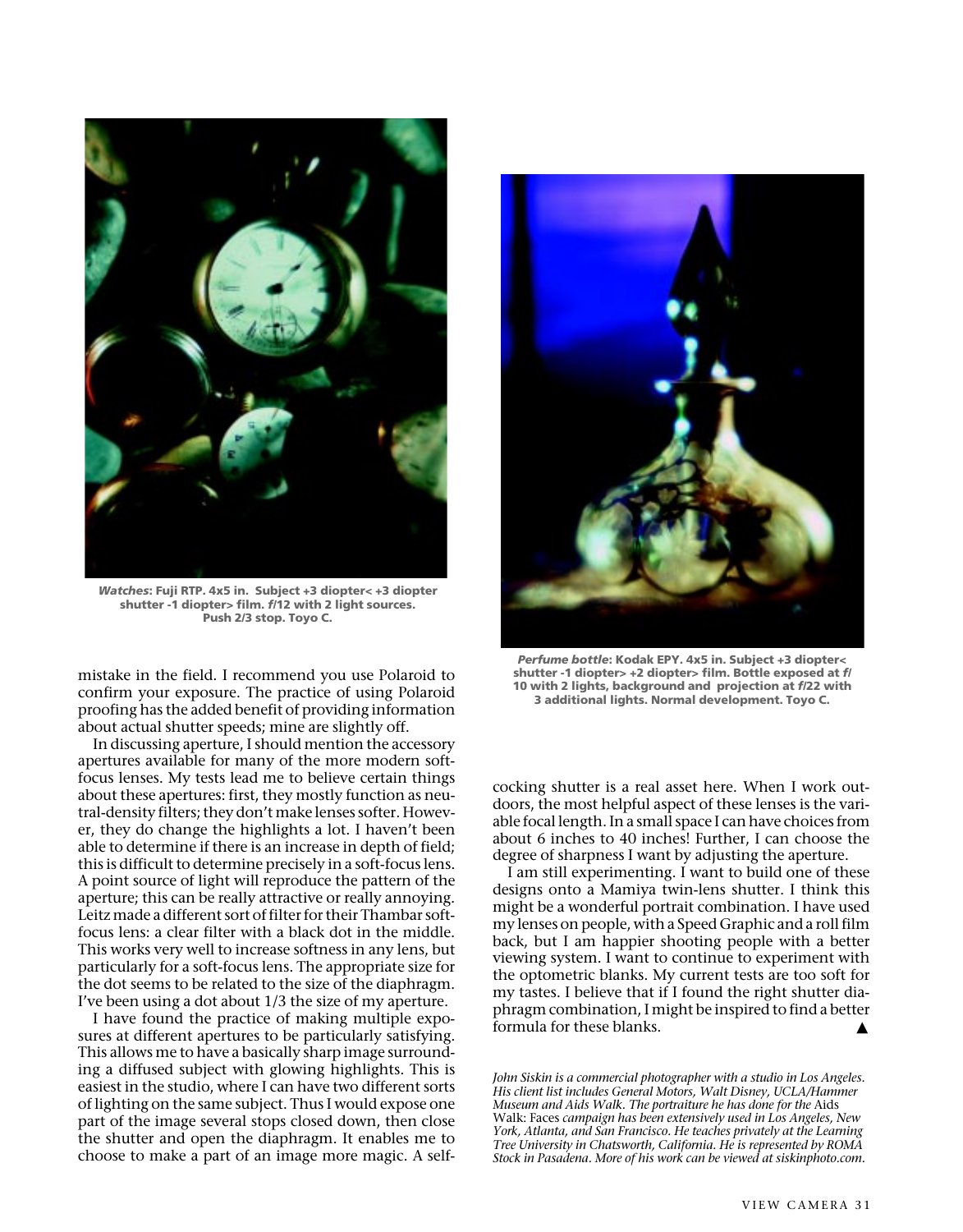*Watches*: **Fuji RTP. 4x5 in. Subject +3 diopter< +3 diopter shutter -1 diopter> film. *f*/12 with 2 light sources. Push 2/3 stop. Toyo C.**

*Perfume bottle*: **Kodak EPY. 4x5 in. Subject +3 diopter< shutter -1 diopter> +2 diopter> film. Bottle exposed at *f*/10 with 2 lights, background and projection at *f*/22 with 3 additional lights. Normal development. Toyo C.**

mistake in the field. I recommend you use Polaroid to confirm your exposure. The practice of using Polaroid proofing has the added benefit of providing information about actual shutter speeds; mine are slightly off.

In discussing aperture, I should mention the accessory apertures available for many of the more modern soft-focus lenses. My tests lead me to believe certain things about these apertures: first, they mostly function as neutral-density filters; they don't make lenses softer. However, they do change the highlights a lot. I haven't been able to determine if there is an increase in depth of field; this is difficult to determine precisely in a soft-focus lens. A point source of light will reproduce the pattern of the aperture; this can be really attractive or really annoying. Leitz made a different sort of filter for their Thambar soft-focus lens: a clear filter with a black dot in the middle. This works very well to increase softness in any lens, but particularly for a soft-focus lens. The appropriate size for the dot seems to be related to the size of the diaphragm. I've been using a dot about 1/3 the size of my aperture.

I have found the practice of making multiple exposures at different apertures to be particularly satisfying. This allows me to have a basically sharp image surrounding a diffused subject with glowing highlights. This is easiest in the studio, where I can have two different sorts of lighting on the same subject. Thus I would expose one part of the image several stops closed down, then close the shutter and open the diaphragm. It enables me to choose to make a part of an image more magic. A self-cocking shutter is a real asset here. When I work outdoors, the most helpful aspect of these lenses is the variable focal length. In a small space I can have choices from about 6 inches to 40 inches! Further, I can choose the degree of sharpness I want by adjusting the aperture.

I am still experimenting. I want to build one of these designs onto a Mamiya twin-lens shutter. I think this might be a wonderful portrait combination. I have used my lenses on people, with a Speed Graphic and a roll film back, but I am happier shooting people with a better viewing system. I want to continue to experiment with the optometric blanks. My current tests are too soft for my tastes. I believe that if I found the right shutter diaphragm combination, I might be inspired to find a better formula for these blanks. ▲

*John Siskin is a commercial photographer with a studio in Los Angeles. His client list includes General Motors, Walt Disney, UCLA/Hammer Museum and Aids Walk. The portraiture he has done for the* Aids Walk: Faces *campaign has been extensively used in Los Angeles, New York, Atlanta, and San Francisco. He teaches privately at the Learning Tree University in Chatsworth, California. He is represented by ROMA Stock in Pasadena. More of his work can be viewed at siskinphoto.com.*